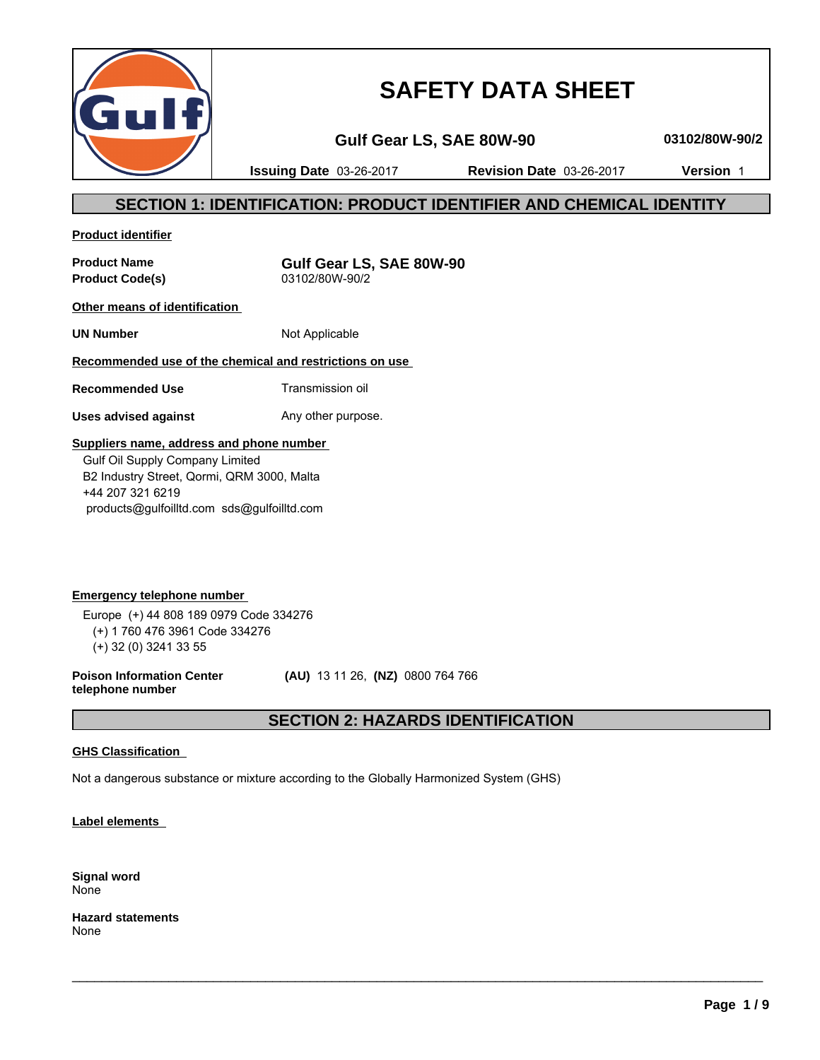# SAFETY DATA SHEET

**Gulf Gear LS, SAE 80W-90** **03102/80W-90/2**

**Issuing Date** 03-26-2017 **Revision Date** 03-26-2017 **Version** 1

## SECTION 1: IDENTIFICATION: PRODUCT IDENTIFIER AND CHEMICAL IDENTITY

**Product identifier**

| | |
|---|---|
| **Product Name** | **Gulf Gear LS, SAE 80W-90** |
| **Product Code(s)** | 03102/80W-90/2 |

**Other means of identification**

| | |
|---|---|
| **UN Number** | Not Applicable |

**Recommended use of the chemical and restrictions on use**

| | |
|---|---|
| **Recommended Use** | Transmission oil |
| **Uses advised against** | Any other purpose. |

**Suppliers name, address and phone number**

Gulf Oil Supply Company Limited
B2 Industry Street, Qormi, QRM 3000, Malta
+44 207 321 6219
products@gulfoilltd.com sds@gulfoilltd.com

**Emergency telephone number**

Europe (+) 44 808 189 0979 Code 334276
(+) 1 760 476 3961 Code 334276
(+) 32 (0) 3241 33 55

**Poison Information Center telephone number** **(AU)** 13 11 26, **(NZ)** 0800 764 766

## SECTION 2: HAZARDS IDENTIFICATION

**GHS Classification**

Not a dangerous substance or mixture according to the Globally Harmonized System (GHS)

**Label elements**

**Signal word**
None

**Hazard statements**
None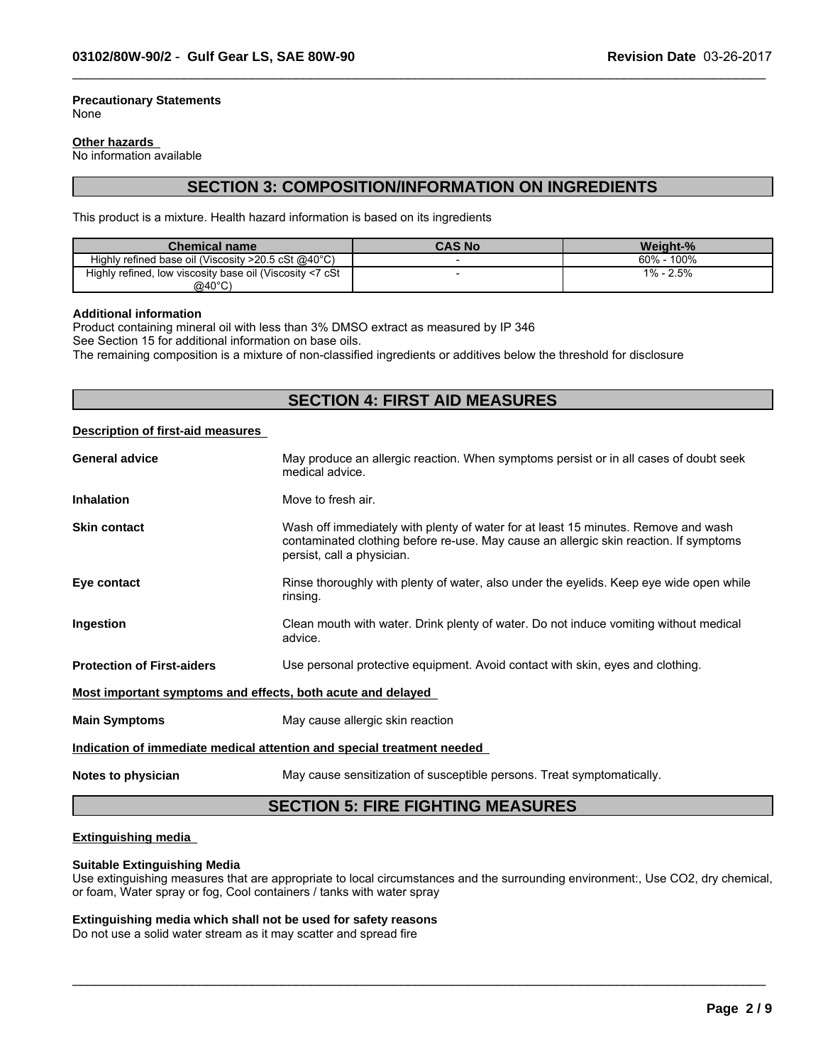**Precautionary Statements**
None

**Other hazards**
No information available

## SECTION 3: COMPOSITION/INFORMATION ON INGREDIENTS

This product is a mixture. Health hazard information is based on its ingredients

| Chemical name | CAS No | Weight-% |
|---|---|---|
| Highly refined base oil (Viscosity >20.5 cSt @40°C) | - | 60% - 100% |
| Highly refined, low viscosity base oil (Viscosity <7 cSt @40°C) | - | 1% - 2.5% |

**Additional information**
Product containing mineral oil with less than 3% DMSO extract as measured by IP 346
See Section 15 for additional information on base oils.
The remaining composition is a mixture of non-classified ingredients or additives below the threshold for disclosure

## SECTION 4: FIRST AID MEASURES

**Description of first-aid measures**

**General advice** May produce an allergic reaction. When symptoms persist or in all cases of doubt seek medical advice.

**Inhalation** Move to fresh air.

**Skin contact** Wash off immediately with plenty of water for at least 15 minutes. Remove and wash contaminated clothing before re-use. May cause an allergic skin reaction. If symptoms persist, call a physician.

**Eye contact** Rinse thoroughly with plenty of water, also under the eyelids. Keep eye wide open while rinsing.

**Ingestion** Clean mouth with water. Drink plenty of water. Do not induce vomiting without medical advice.

**Protection of First-aiders** Use personal protective equipment. Avoid contact with skin, eyes and clothing.

**Most important symptoms and effects, both acute and delayed**

**Main Symptoms** May cause allergic skin reaction

**Indication of immediate medical attention and special treatment needed**

**Notes to physician** May cause sensitization of susceptible persons. Treat symptomatically.

## SECTION 5: FIRE FIGHTING MEASURES

**Extinguishing media**

**Suitable Extinguishing Media**
Use extinguishing measures that are appropriate to local circumstances and the surrounding environment:, Use CO2, dry chemical, or foam, Water spray or fog, Cool containers / tanks with water spray

**Extinguishing media which shall not be used for safety reasons**
Do not use a solid water stream as it may scatter and spread fire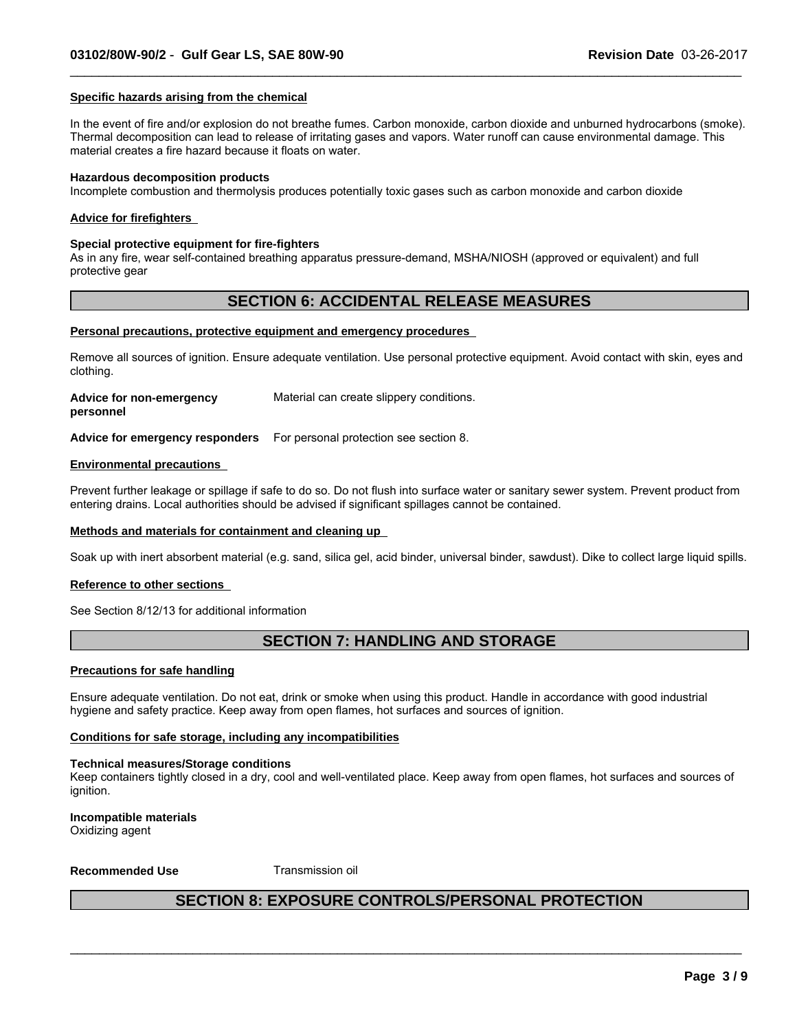**Specific hazards arising from the chemical**

In the event of fire and/or explosion do not breathe fumes. Carbon monoxide, carbon dioxide and unburned hydrocarbons (smoke). Thermal decomposition can lead to release of irritating gases and vapors. Water runoff can cause environmental damage. This material creates a fire hazard because it floats on water.

**Hazardous decomposition products**
Incomplete combustion and thermolysis produces potentially toxic gases such as carbon monoxide and carbon dioxide

**Advice for firefighters**

**Special protective equipment for fire-fighters**
As in any fire, wear self-contained breathing apparatus pressure-demand, MSHA/NIOSH (approved or equivalent) and full protective gear

## SECTION 6: ACCIDENTAL RELEASE MEASURES

**Personal precautions, protective equipment and emergency procedures**

Remove all sources of ignition. Ensure adequate ventilation. Use personal protective equipment. Avoid contact with skin, eyes and clothing.

**Advice for non-emergency personnel** Material can create slippery conditions.

**Advice for emergency responders** For personal protection see section 8.

**Environmental precautions**

Prevent further leakage or spillage if safe to do so. Do not flush into surface water or sanitary sewer system. Prevent product from entering drains. Local authorities should be advised if significant spillages cannot be contained.

**Methods and materials for containment and cleaning up**

Soak up with inert absorbent material (e.g. sand, silica gel, acid binder, universal binder, sawdust). Dike to collect large liquid spills.

**Reference to other sections**

See Section 8/12/13 for additional information

## SECTION 7: HANDLING AND STORAGE

**Precautions for safe handling**

Ensure adequate ventilation. Do not eat, drink or smoke when using this product. Handle in accordance with good industrial hygiene and safety practice. Keep away from open flames, hot surfaces and sources of ignition.

**Conditions for safe storage, including any incompatibilities**

**Technical measures/Storage conditions**
Keep containers tightly closed in a dry, cool and well-ventilated place. Keep away from open flames, hot surfaces and sources of ignition.

**Incompatible materials**
Oxidizing agent

**Recommended Use** Transmission oil

## SECTION 8: EXPOSURE CONTROLS/PERSONAL PROTECTION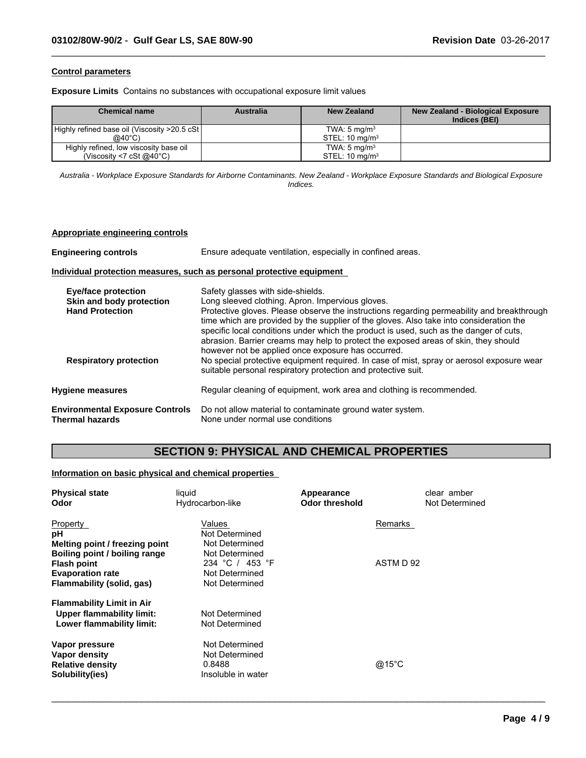**Control parameters**

**Exposure Limits** Contains no substances with occupational exposure limit values

| Chemical name | Australia | New Zealand | New Zealand - Biological Exposure Indices (BEI) |
|---|---|---|---|
| Highly refined base oil (Viscosity >20.5 cSt @40°C) | | TWA: 5 mg/m$^3$<br>STEL: 10 mg/m$^3$ | |
| Highly refined, low viscosity base oil (Viscosity <7 cSt @40°C) | | TWA: 5 mg/m$^3$<br>STEL: 10 mg/m$^3$ | |

*Australia - Workplace Exposure Standards for Airborne Contaminants. New Zealand - Workplace Exposure Standards and Biological Exposure Indices.*

**Appropriate engineering controls**

**Engineering controls** Ensure adequate ventilation, especially in confined areas.

**Individual protection measures, such as personal protective equipment**

**Eye/face protection** Safety glasses with side-shields.

**Skin and body protection** Long sleeved clothing. Apron. Impervious gloves.

**Hand Protection** Protective gloves. Please observe the instructions regarding permeability and breakthrough time which are provided by the supplier of the gloves. Also take into consideration the specific local conditions under which the product is used, such as the danger of cuts, abrasion. Barrier creams may help to protect the exposed areas of skin, they should however not be applied once exposure has occurred.

**Respiratory protection** No special protective equipment required. In case of mist, spray or aerosol exposure wear suitable personal respiratory protection and protective suit.

**Hygiene measures** Regular cleaning of equipment, work area and clothing is recommended.

**Environmental Exposure Controls** Do not allow material to contaminate ground water system.

**Thermal hazards** None under normal use conditions

# SECTION 9: PHYSICAL AND CHEMICAL PROPERTIES

**Information on basic physical and chemical properties**

| | | | |
|---|---|---|---|
| **Physical state** | liquid | **Appearance** | clear amber |
| **Odor** | Hydrocarbon-like | **Odor threshold** | Not Determined |

| Property | Values | Remarks |
|---|---|---|
| **pH** | Not Determined | |
| **Melting point / freezing point** | Not Determined | |
| **Boiling point / boiling range** | Not Determined | |
| **Flash point** | 234 °C / 453 °F | ASTM D 92 |
| **Evaporation rate** | Not Determined | |
| **Flammability (solid, gas)** | Not Determined | |
| **Flammability Limit in Air** | | |
| **Upper flammability limit:** | Not Determined | |
| **Lower flammability limit:** | Not Determined | |
| **Vapor pressure** | Not Determined | |
| **Vapor density** | Not Determined | |
| **Relative density** | 0.8488 | @15°C |
| **Solubility(ies)** | Insoluble in water | |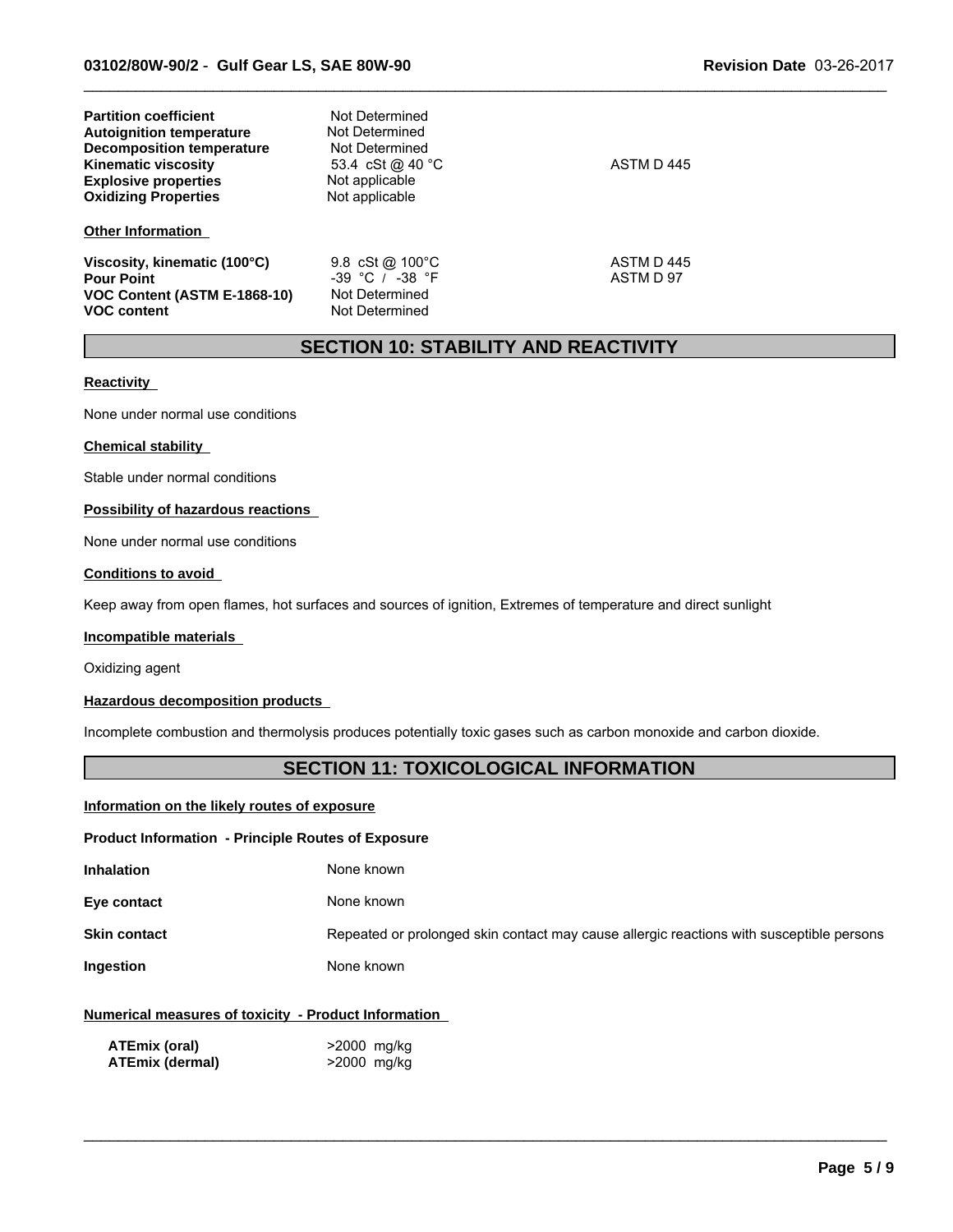| | | |
|---|---|---|
| **Partition coefficient** | Not Determined | |
| **Autoignition temperature** | Not Determined | |
| **Decomposition temperature** | Not Determined | |
| **Kinematic viscosity** | 53.4 cSt @ 40 °C | ASTM D 445 |
| **Explosive properties** | Not applicable | |
| **Oxidizing Properties** | Not applicable | |

**Other Information**

| | | |
|---|---|---|
| **Viscosity, kinematic (100°C)** | 9.8 cSt @ 100°C | ASTM D 445 |
| **Pour Point** | -39 °C / -38 °F | ASTM D 97 |
| **VOC Content (ASTM E-1868-10)** | Not Determined | |
| **VOC content** | Not Determined | |

## SECTION 10: STABILITY AND REACTIVITY

**Reactivity**

None under normal use conditions

**Chemical stability**

Stable under normal conditions

**Possibility of hazardous reactions**

None under normal use conditions

**Conditions to avoid**

Keep away from open flames, hot surfaces and sources of ignition, Extremes of temperature and direct sunlight

**Incompatible materials**

Oxidizing agent

**Hazardous decomposition products**

Incomplete combustion and thermolysis produces potentially toxic gases such as carbon monoxide and carbon dioxide.

## SECTION 11: TOXICOLOGICAL INFORMATION

**Information on the likely routes of exposure**

**Product Information - Principle Routes of Exposure**

| | |
|---|---|
| **Inhalation** | None known |
| **Eye contact** | None known |
| **Skin contact** | Repeated or prolonged skin contact may cause allergic reactions with susceptible persons |
| **Ingestion** | None known |

**Numerical measures of toxicity - Product Information**

| | |
|---|---|
| **ATEmix (oral)** | >2000 mg/kg |
| **ATEmix (dermal)** | >2000 mg/kg |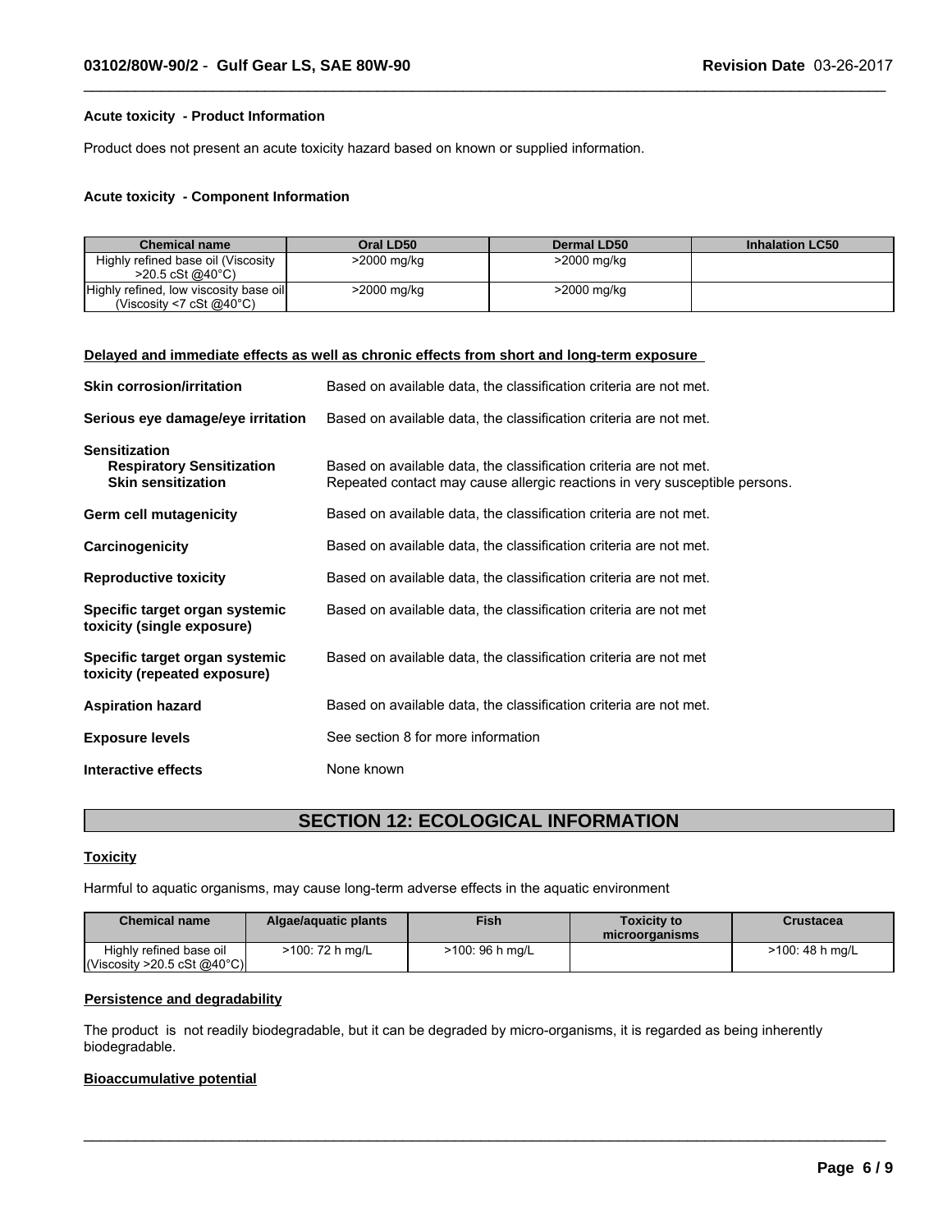### Acute toxicity - Product Information

Product does not present an acute toxicity hazard based on known or supplied information.

### Acute toxicity - Component Information

| Chemical name | Oral LD50 | Dermal LD50 | Inhalation LC50 |
|---|---|---|---|
| Highly refined base oil (Viscosity >20.5 cSt @40°C) | >2000 mg/kg | >2000 mg/kg | |
| Highly refined, low viscosity base oil (Viscosity <7 cSt @40°C) | >2000 mg/kg | >2000 mg/kg | |

**Delayed and immediate effects as well as chronic effects from short and long-term exposure**

**Skin corrosion/irritation** Based on available data, the classification criteria are not met.

**Serious eye damage/eye irritation** Based on available data, the classification criteria are not met.

**Sensitization**
**Respiratory Sensitization** Based on available data, the classification criteria are not met.
**Skin sensitization** Repeated contact may cause allergic reactions in very susceptible persons.

**Germ cell mutagenicity** Based on available data, the classification criteria are not met.

**Carcinogenicity** Based on available data, the classification criteria are not met.

**Reproductive toxicity** Based on available data, the classification criteria are not met.

**Specific target organ systemic toxicity (single exposure)** Based on available data, the classification criteria are not met

**Specific target organ systemic toxicity (repeated exposure)** Based on available data, the classification criteria are not met

**Aspiration hazard** Based on available data, the classification criteria are not met.

**Exposure levels** See section 8 for more information

**Interactive effects** None known

## SECTION 12: ECOLOGICAL INFORMATION

**Toxicity**

Harmful to aquatic organisms, may cause long-term adverse effects in the aquatic environment

| Chemical name | Algae/aquatic plants | Fish | Toxicity to microorganisms | Crustacea |
|---|---|---|---|---|
| Highly refined base oil (Viscosity >20.5 cSt @40°C) | >100: 72 h mg/L | >100: 96 h mg/L | | >100: 48 h mg/L |

**Persistence and degradability**

The product is not readily biodegradable, but it can be degraded by micro-organisms, it is regarded as being inherently biodegradable.

**Bioaccumulative potential**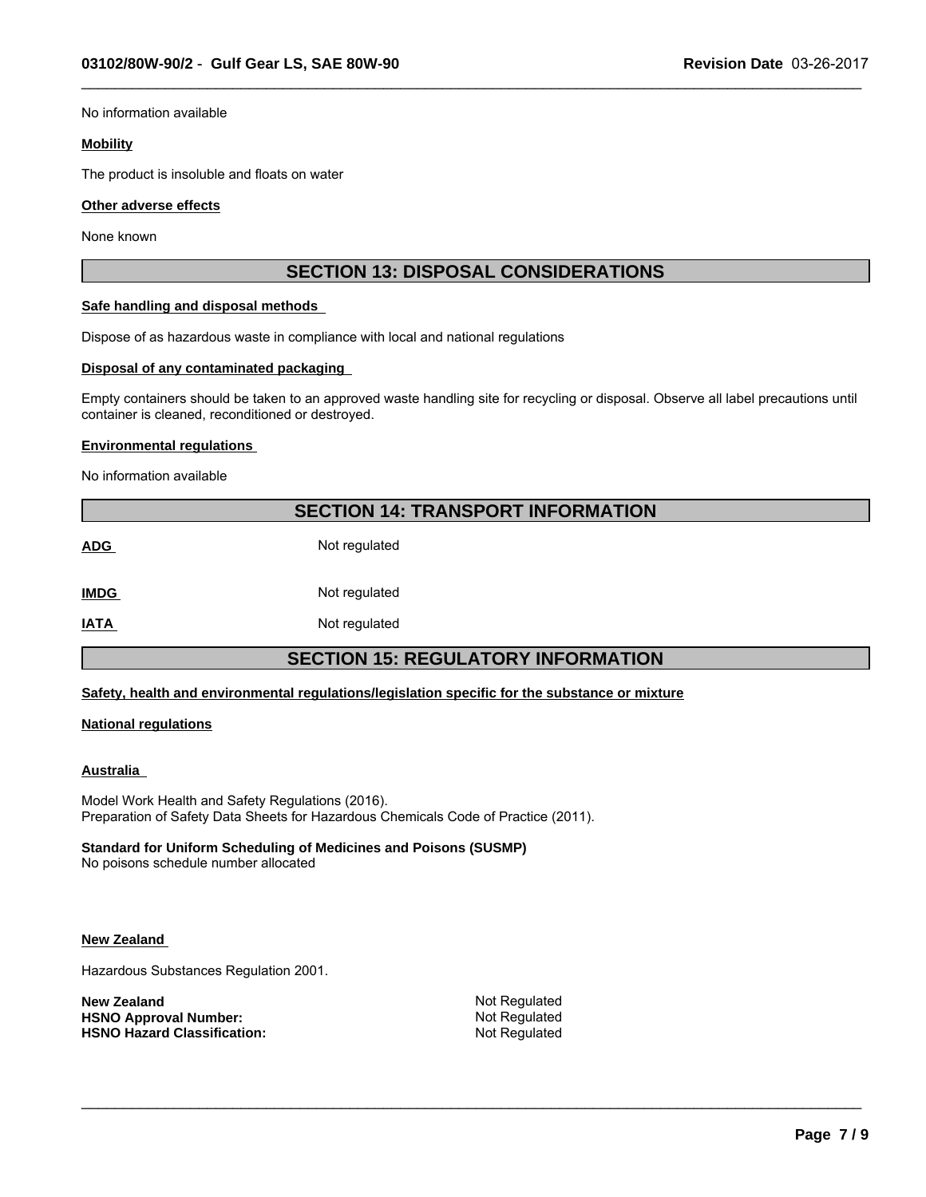No information available

**Mobility**

The product is insoluble and floats on water

**Other adverse effects**

None known

## SECTION 13: DISPOSAL CONSIDERATIONS

**Safe handling and disposal methods**

Dispose of as hazardous waste in compliance with local and national regulations

**Disposal of any contaminated packaging**

Empty containers should be taken to an approved waste handling site for recycling or disposal. Observe all label precautions until container is cleaned, reconditioned or destroyed.

**Environmental regulations**

No information available

## SECTION 14: TRANSPORT INFORMATION

| | |
|---|---|
| **ADG** | Not regulated |
| **IMDG** | Not regulated |
| **IATA** | Not regulated |

## SECTION 15: REGULATORY INFORMATION

**Safety, health and environmental regulations/legislation specific for the substance or mixture**

**National regulations**

**Australia**

Model Work Health and Safety Regulations (2016).
Preparation of Safety Data Sheets for Hazardous Chemicals Code of Practice (2011).

**Standard for Uniform Scheduling of Medicines and Poisons (SUSMP)**
No poisons schedule number allocated

**New Zealand**

Hazardous Substances Regulation 2001.

| | |
|---|---|
| **New Zealand** | Not Regulated |
| **HSNO Approval Number:** | Not Regulated |
| **HSNO Hazard Classification:** | Not Regulated |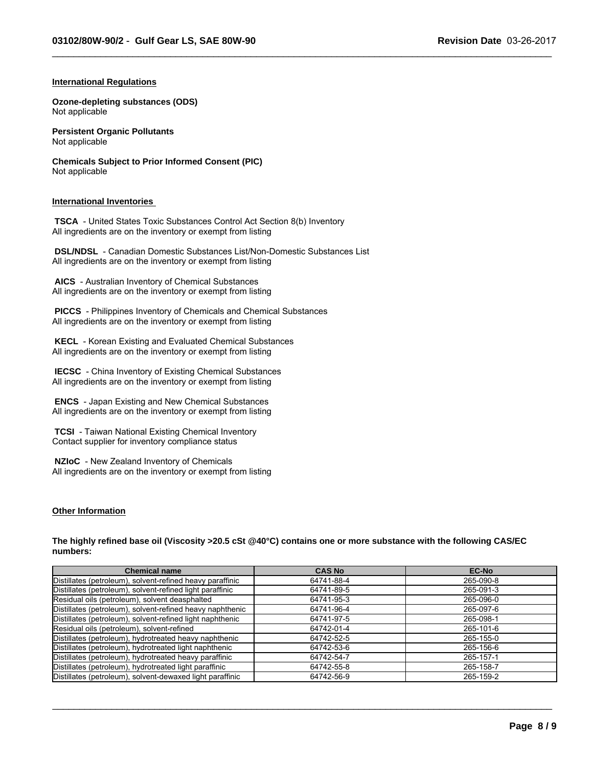## International Regulations

**Ozone-depleting substances (ODS)**
Not applicable

**Persistent Organic Pollutants**
Not applicable

**Chemicals Subject to Prior Informed Consent (PIC)**
Not applicable

## International Inventories

**TSCA** - United States Toxic Substances Control Act Section 8(b) Inventory
All ingredients are on the inventory or exempt from listing

**DSL/NDSL** - Canadian Domestic Substances List/Non-Domestic Substances List
All ingredients are on the inventory or exempt from listing

**AICS** - Australian Inventory of Chemical Substances
All ingredients are on the inventory or exempt from listing

**PICCS** - Philippines Inventory of Chemicals and Chemical Substances
All ingredients are on the inventory or exempt from listing

**KECL** - Korean Existing and Evaluated Chemical Substances
All ingredients are on the inventory or exempt from listing

**IECSC** - China Inventory of Existing Chemical Substances
All ingredients are on the inventory or exempt from listing

**ENCS** - Japan Existing and New Chemical Substances
All ingredients are on the inventory or exempt from listing

**TCSI** - Taiwan National Existing Chemical Inventory
Contact supplier for inventory compliance status

**NZIoC** - New Zealand Inventory of Chemicals
All ingredients are on the inventory or exempt from listing

## Other Information

**The highly refined base oil (Viscosity >20.5 cSt @40°C) contains one or more substance with the following CAS/EC numbers:**

| Chemical name | CAS No | EC-No |
|---|---|---|
| Distillates (petroleum), solvent-refined heavy paraffinic | 64741-88-4 | 265-090-8 |
| Distillates (petroleum), solvent-refined light paraffinic | 64741-89-5 | 265-091-3 |
| Residual oils (petroleum), solvent deasphalted | 64741-95-3 | 265-096-0 |
| Distillates (petroleum), solvent-refined heavy naphthenic | 64741-96-4 | 265-097-6 |
| Distillates (petroleum), solvent-refined light naphthenic | 64741-97-5 | 265-098-1 |
| Residual oils (petroleum), solvent-refined | 64742-01-4 | 265-101-6 |
| Distillates (petroleum), hydrotreated heavy naphthenic | 64742-52-5 | 265-155-0 |
| Distillates (petroleum), hydrotreated light naphthenic | 64742-53-6 | 265-156-6 |
| Distillates (petroleum), hydrotreated heavy paraffinic | 64742-54-7 | 265-157-1 |
| Distillates (petroleum), hydrotreated light paraffinic | 64742-55-8 | 265-158-7 |
| Distillates (petroleum), solvent-dewaxed light paraffinic | 64742-56-9 | 265-159-2 |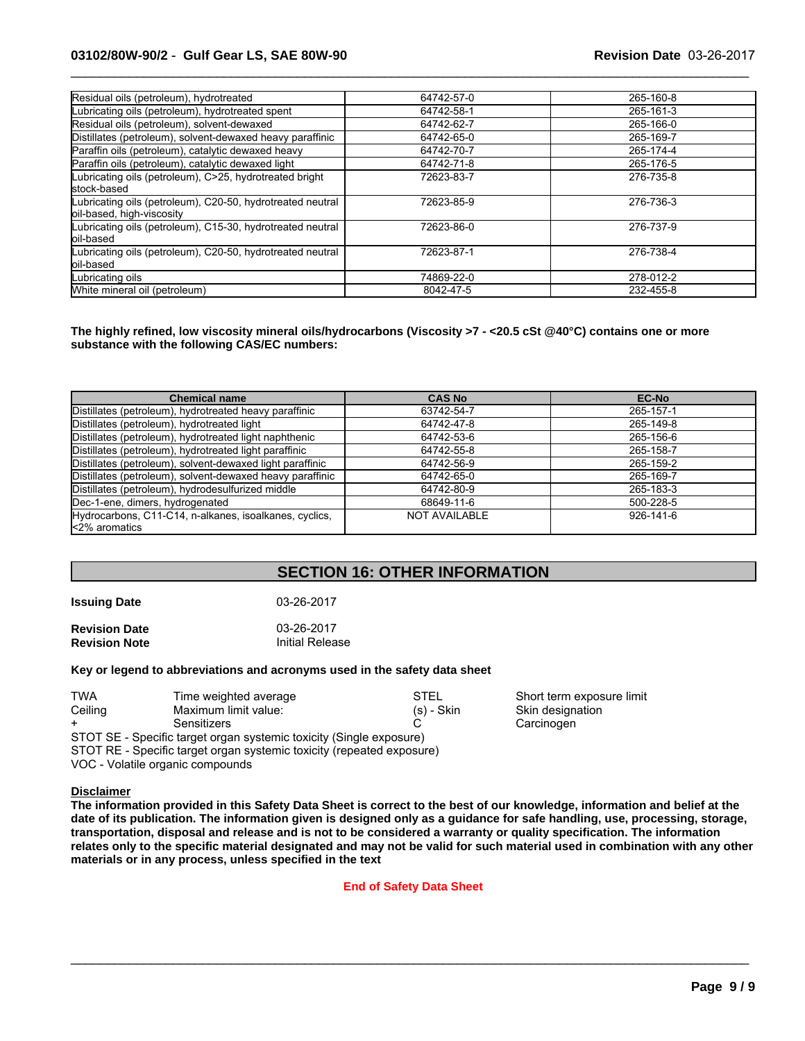| | | |
|---|---|---|
| Residual oils (petroleum), hydrotreated | 64742-57-0 | 265-160-8 |
| Lubricating oils (petroleum), hydrotreated spent | 64742-58-1 | 265-161-3 |
| Residual oils (petroleum), solvent-dewaxed | 64742-62-7 | 265-166-0 |
| Distillates (petroleum), solvent-dewaxed heavy paraffinic | 64742-65-0 | 265-169-7 |
| Paraffin oils (petroleum), catalytic dewaxed heavy | 64742-70-7 | 265-174-4 |
| Paraffin oils (petroleum), catalytic dewaxed light | 64742-71-8 | 265-176-5 |
| Lubricating oils (petroleum), C>25, hydrotreated bright stock-based | 72623-83-7 | 276-735-8 |
| Lubricating oils (petroleum), C20-50, hydrotreated neutral oil-based, high-viscosity | 72623-85-9 | 276-736-3 |
| Lubricating oils (petroleum), C15-30, hydrotreated neutral oil-based | 72623-86-0 | 276-737-9 |
| Lubricating oils (petroleum), C20-50, hydrotreated neutral oil-based | 72623-87-1 | 276-738-4 |
| Lubricating oils | 74869-22-0 | 278-012-2 |
| White mineral oil (petroleum) | 8042-47-5 | 232-455-8 |

**The highly refined, low viscosity mineral oils/hydrocarbons (Viscosity >7 - <20.5 cSt @40°C) contains one or more substance with the following CAS/EC numbers:**

| Chemical name | CAS No | EC-No |
|---|---|---|
| Distillates (petroleum), hydrotreated heavy paraffinic | 63742-54-7 | 265-157-1 |
| Distillates (petroleum), hydrotreated light | 64742-47-8 | 265-149-8 |
| Distillates (petroleum), hydrotreated light naphthenic | 64742-53-6 | 265-156-6 |
| Distillates (petroleum), hydrotreated light paraffinic | 64742-55-8 | 265-158-7 |
| Distillates (petroleum), solvent-dewaxed light paraffinic | 64742-56-9 | 265-159-2 |
| Distillates (petroleum), solvent-dewaxed heavy paraffinic | 64742-65-0 | 265-169-7 |
| Distillates (petroleum), hydrodesulfurized middle | 64742-80-9 | 265-183-3 |
| Dec-1-ene, dimers, hydrogenated | 68649-11-6 | 500-228-5 |
| Hydrocarbons, C11-C14, n-alkanes, isoalkanes, cyclics, <2% aromatics | NOT AVAILABLE | 926-141-6 |

## SECTION 16: OTHER INFORMATION

**Issuing Date** 03-26-2017

**Revision Date** 03-26-2017
**Revision Note** Initial Release

**Key or legend to abbreviations and acronyms used in the safety data sheet**

| | | | |
|---|---|---|---|
| TWA | Time weighted average | STEL | Short term exposure limit |
| Ceiling | Maximum limit value: | (s) - Skin | Skin designation |
| + | Sensitizers | C | Carcinogen |

STOT SE - Specific target organ systemic toxicity (Single exposure)
STOT RE - Specific target organ systemic toxicity (repeated exposure)
VOC - Volatile organic compounds

**Disclaimer**

**The information provided in this Safety Data Sheet is correct to the best of our knowledge, information and belief at the date of its publication. The information given is designed only as a guidance for safe handling, use, processing, storage, transportation, disposal and release and is not to be considered a warranty or quality specification. The information relates only to the specific material designated and may not be valid for such material used in combination with any other materials or in any process, unless specified in the text**

**End of Safety Data Sheet**